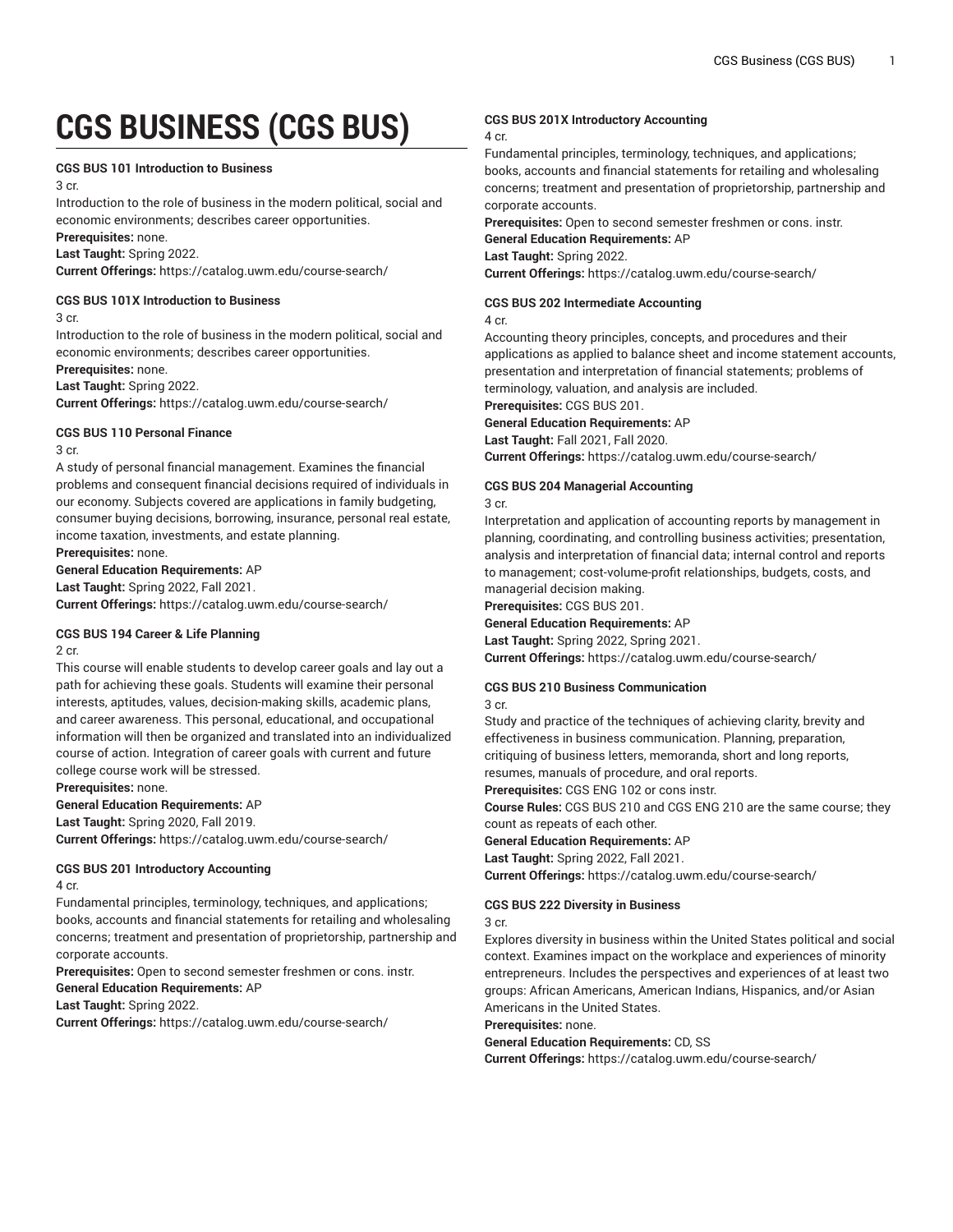# CGS BUSINESS (CGS BUS)

**CGS BUS 101 Introduction to Business**
3 cr.
Introduction to the role of business in the modern political, social and economic environments; describes career opportunities.
**Prerequisites:** none.
**Last Taught:** Spring 2022.
**Current Offerings:** https://catalog.uwm.edu/course-search/

**CGS BUS 101X Introduction to Business**
3 cr.
Introduction to the role of business in the modern political, social and economic environments; describes career opportunities.
**Prerequisites:** none.
**Last Taught:** Spring 2022.
**Current Offerings:** https://catalog.uwm.edu/course-search/

**CGS BUS 110 Personal Finance**
3 cr.
A study of personal financial management. Examines the financial problems and consequent financial decisions required of individuals in our economy. Subjects covered are applications in family budgeting, consumer buying decisions, borrowing, insurance, personal real estate, income taxation, investments, and estate planning.
**Prerequisites:** none.
**General Education Requirements:** AP
**Last Taught:** Spring 2022, Fall 2021.
**Current Offerings:** https://catalog.uwm.edu/course-search/

**CGS BUS 194 Career & Life Planning**
2 cr.
This course will enable students to develop career goals and lay out a path for achieving these goals. Students will examine their personal interests, aptitudes, values, decision-making skills, academic plans, and career awareness. This personal, educational, and occupational information will then be organized and translated into an individualized course of action. Integration of career goals with current and future college course work will be stressed.
**Prerequisites:** none.
**General Education Requirements:** AP
**Last Taught:** Spring 2020, Fall 2019.
**Current Offerings:** https://catalog.uwm.edu/course-search/

**CGS BUS 201 Introductory Accounting**
4 cr.
Fundamental principles, terminology, techniques, and applications; books, accounts and financial statements for retailing and wholesaling concerns; treatment and presentation of proprietorship, partnership and corporate accounts.
**Prerequisites:** Open to second semester freshmen or cons. instr.
**General Education Requirements:** AP
**Last Taught:** Spring 2022.
**Current Offerings:** https://catalog.uwm.edu/course-search/

**CGS BUS 201X Introductory Accounting**
4 cr.
Fundamental principles, terminology, techniques, and applications; books, accounts and financial statements for retailing and wholesaling concerns; treatment and presentation of proprietorship, partnership and corporate accounts.
**Prerequisites:** Open to second semester freshmen or cons. instr.
**General Education Requirements:** AP
**Last Taught:** Spring 2022.
**Current Offerings:** https://catalog.uwm.edu/course-search/

**CGS BUS 202 Intermediate Accounting**
4 cr.
Accounting theory principles, concepts, and procedures and their applications as applied to balance sheet and income statement accounts, presentation and interpretation of financial statements; problems of terminology, valuation, and analysis are included.
**Prerequisites:** CGS BUS 201.
**General Education Requirements:** AP
**Last Taught:** Fall 2021, Fall 2020.
**Current Offerings:** https://catalog.uwm.edu/course-search/

**CGS BUS 204 Managerial Accounting**
3 cr.
Interpretation and application of accounting reports by management in planning, coordinating, and controlling business activities; presentation, analysis and interpretation of financial data; internal control and reports to management; cost-volume-profit relationships, budgets, costs, and managerial decision making.
**Prerequisites:** CGS BUS 201.
**General Education Requirements:** AP
**Last Taught:** Spring 2022, Spring 2021.
**Current Offerings:** https://catalog.uwm.edu/course-search/

**CGS BUS 210 Business Communication**
3 cr.
Study and practice of the techniques of achieving clarity, brevity and effectiveness in business communication. Planning, preparation, critiquing of business letters, memoranda, short and long reports, resumes, manuals of procedure, and oral reports.
**Prerequisites:** CGS ENG 102 or cons instr.
**Course Rules:** CGS BUS 210 and CGS ENG 210 are the same course; they count as repeats of each other.
**General Education Requirements:** AP
**Last Taught:** Spring 2022, Fall 2021.
**Current Offerings:** https://catalog.uwm.edu/course-search/

**CGS BUS 222 Diversity in Business**
3 cr.
Explores diversity in business within the United States political and social context. Examines impact on the workplace and experiences of minority entrepreneurs. Includes the perspectives and experiences of at least two groups: African Americans, American Indians, Hispanics, and/or Asian Americans in the United States.
**Prerequisites:** none.
**General Education Requirements:** CD, SS
**Current Offerings:** https://catalog.uwm.edu/course-search/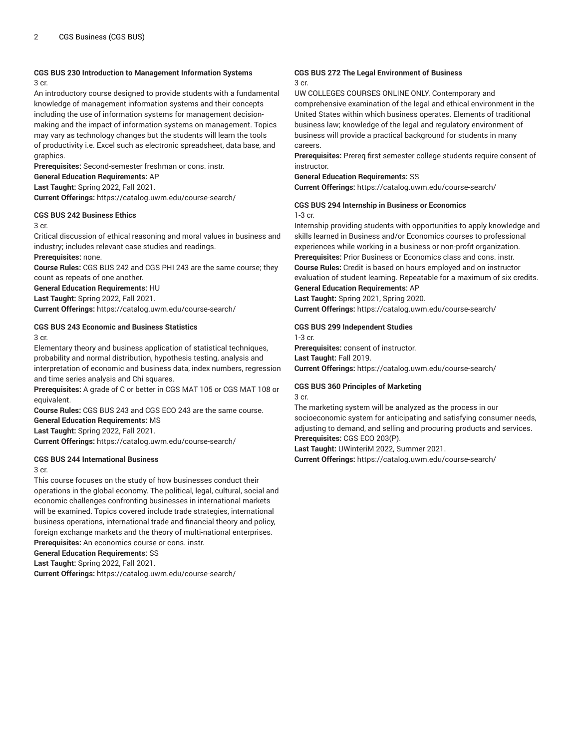#### CGS BUS 230 Introduction to Management Information Systems

3 cr.

An introductory course designed to provide students with a fundamental knowledge of management information systems and their concepts including the use of information systems for management decision-making and the impact of information systems on management. Topics may vary as technology changes but the students will learn the tools of productivity i.e. Excel such as electronic spreadsheet, data base, and graphics.

**Prerequisites:** Second-semester freshman or cons. instr.
**General Education Requirements:** AP
**Last Taught:** Spring 2022, Fall 2021.
**Current Offerings:** https://catalog.uwm.edu/course-search/

#### CGS BUS 242 Business Ethics

3 cr.

Critical discussion of ethical reasoning and moral values in business and industry; includes relevant case studies and readings.

**Prerequisites:** none.
**Course Rules:** CGS BUS 242 and CGS PHI 243 are the same course; they count as repeats of one another.
**General Education Requirements:** HU
**Last Taught:** Spring 2022, Fall 2021.
**Current Offerings:** https://catalog.uwm.edu/course-search/

#### CGS BUS 243 Economic and Business Statistics

3 cr.

Elementary theory and business application of statistical techniques, probability and normal distribution, hypothesis testing, analysis and interpretation of economic and business data, index numbers, regression and time series analysis and Chi squares.

**Prerequisites:** A grade of C or better in CGS MAT 105 or CGS MAT 108 or equivalent.
**Course Rules:** CGS BUS 243 and CGS ECO 243 are the same course.
**General Education Requirements:** MS
**Last Taught:** Spring 2022, Fall 2021.
**Current Offerings:** https://catalog.uwm.edu/course-search/

#### CGS BUS 244 International Business

3 cr.

This course focuses on the study of how businesses conduct their operations in the global economy. The political, legal, cultural, social and economic challenges confronting businesses in international markets will be examined. Topics covered include trade strategies, international business operations, international trade and financial theory and policy, foreign exchange markets and the theory of multi-national enterprises.

**Prerequisites:** An economics course or cons. instr.
**General Education Requirements:** SS
**Last Taught:** Spring 2022, Fall 2021.
**Current Offerings:** https://catalog.uwm.edu/course-search/

#### CGS BUS 272 The Legal Environment of Business

3 cr.

UW COLLEGES COURSES ONLINE ONLY. Contemporary and comprehensive examination of the legal and ethical environment in the United States within which business operates. Elements of traditional business law; knowledge of the legal and regulatory environment of business will provide a practical background for students in many careers.

**Prerequisites:** Prereq first semester college students require consent of instructor.
**General Education Requirements:** SS
**Current Offerings:** https://catalog.uwm.edu/course-search/

#### CGS BUS 294 Internship in Business or Economics

1-3 cr.

Internship providing students with opportunities to apply knowledge and skills learned in Business and/or Economics courses to professional experiences while working in a business or non-profit organization.

**Prerequisites:** Prior Business or Economics class and cons. instr.
**Course Rules:** Credit is based on hours employed and on instructor evaluation of student learning. Repeatable for a maximum of six credits.
**General Education Requirements:** AP
**Last Taught:** Spring 2021, Spring 2020.
**Current Offerings:** https://catalog.uwm.edu/course-search/

#### CGS BUS 299 Independent Studies

1-3 cr.

**Prerequisites:** consent of instructor.
**Last Taught:** Fall 2019.
**Current Offerings:** https://catalog.uwm.edu/course-search/

#### CGS BUS 360 Principles of Marketing

3 cr.

The marketing system will be analyzed as the process in our socioeconomic system for anticipating and satisfying consumer needs, adjusting to demand, and selling and procuring products and services.

**Prerequisites:** CGS ECO 203(P).
**Last Taught:** UWinteriM 2022, Summer 2021.
**Current Offerings:** https://catalog.uwm.edu/course-search/